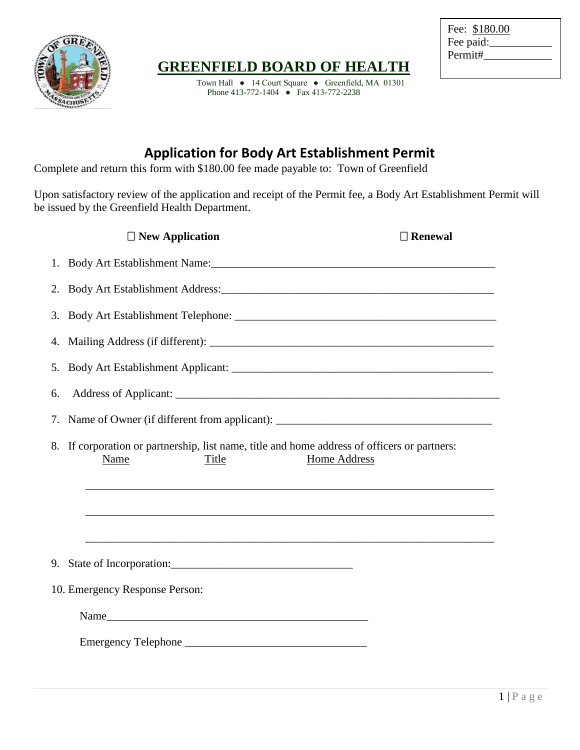Fee: $180.00
Fee paid:___________
Permit#____________

# GREENFIELD BOARD OF HEALTH

Town Hall ● 14 Court Square ● Greenfield, MA 01301
Phone 413-772-1404 ● Fax 413-772-2238

## Application for Body Art Establishment Permit

Complete and return this form with $180.00 fee made payable to: Town of Greenfield

Upon satisfactory review of the application and receipt of the Permit fee, a Body Art Establishment Permit will be issued by the Greenfield Health Department.

☐ **New Application** ☐ **Renewal**

1. Body Art Establishment Name:_____________________________________________________
2. Body Art Establishment Address:__________________________________________________
3. Body Art Establishment Telephone: ________________________________________________
4. Mailing Address (if different): ___________________________________________________
5. Body Art Establishment Applicant: ________________________________________________
6. Address of Applicant: ___________________________________________________________
7. Name of Owner (if different from applicant): ______________________________________
8. If corporation or partnership, list name, title and home address of officers or partners:

   Name Title Home Address

   _________________________________________________________________________

   _________________________________________________________________________

   _________________________________________________________________________

9. State of Incorporation:________________________________
10. Emergency Response Person:

    Name______________________________________________

    Emergency Telephone ________________________________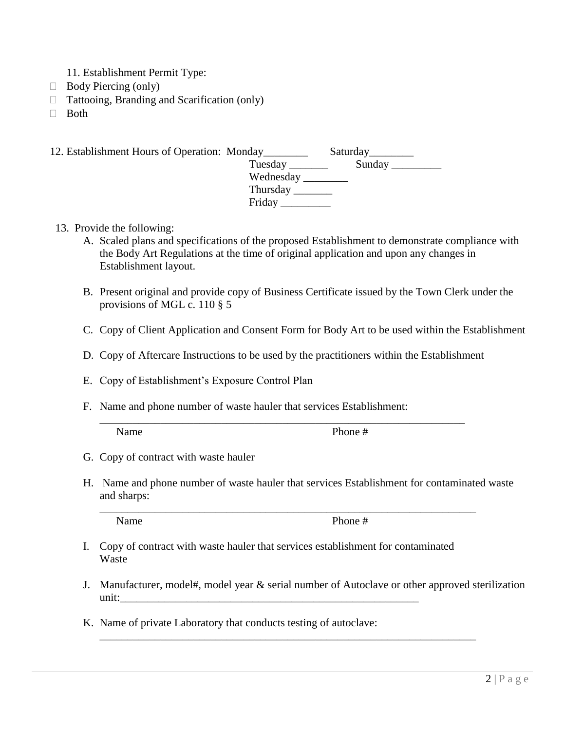11. Establishment Permit Type:

- ☐ Body Piercing (only)
- ☐ Tattooing, Branding and Scarification (only)
- ☐ Both

12. Establishment Hours of Operation: Monday________ Saturday________
Tuesday _______ Sunday _________
Wednesday ________
Thursday _______
Friday _________

13. Provide the following:

A. Scaled plans and specifications of the proposed Establishment to demonstrate compliance with the Body Art Regulations at the time of original application and upon any changes in Establishment layout.

B. Present original and provide copy of Business Certificate issued by the Town Clerk under the provisions of MGL c. 110 § 5

C. Copy of Client Application and Consent Form for Body Art to be used within the Establishment

D. Copy of Aftercare Instructions to be used by the practitioners within the Establishment

E. Copy of Establishment's Exposure Control Plan

F. Name and phone number of waste hauler that services Establishment:

_____________________________________________________________________
Name Phone #

G. Copy of contract with waste hauler

H. Name and phone number of waste hauler that services Establishment for contaminated waste and sharps:

_____________________________________________________________________
Name Phone #

I. Copy of contract with waste hauler that services establishment for contaminated Waste

J. Manufacturer, model#, model year & serial number of Autoclave or other approved sterilization unit:_________________________________________________________

K. Name of private Laboratory that conducts testing of autoclave:

_____________________________________________________________________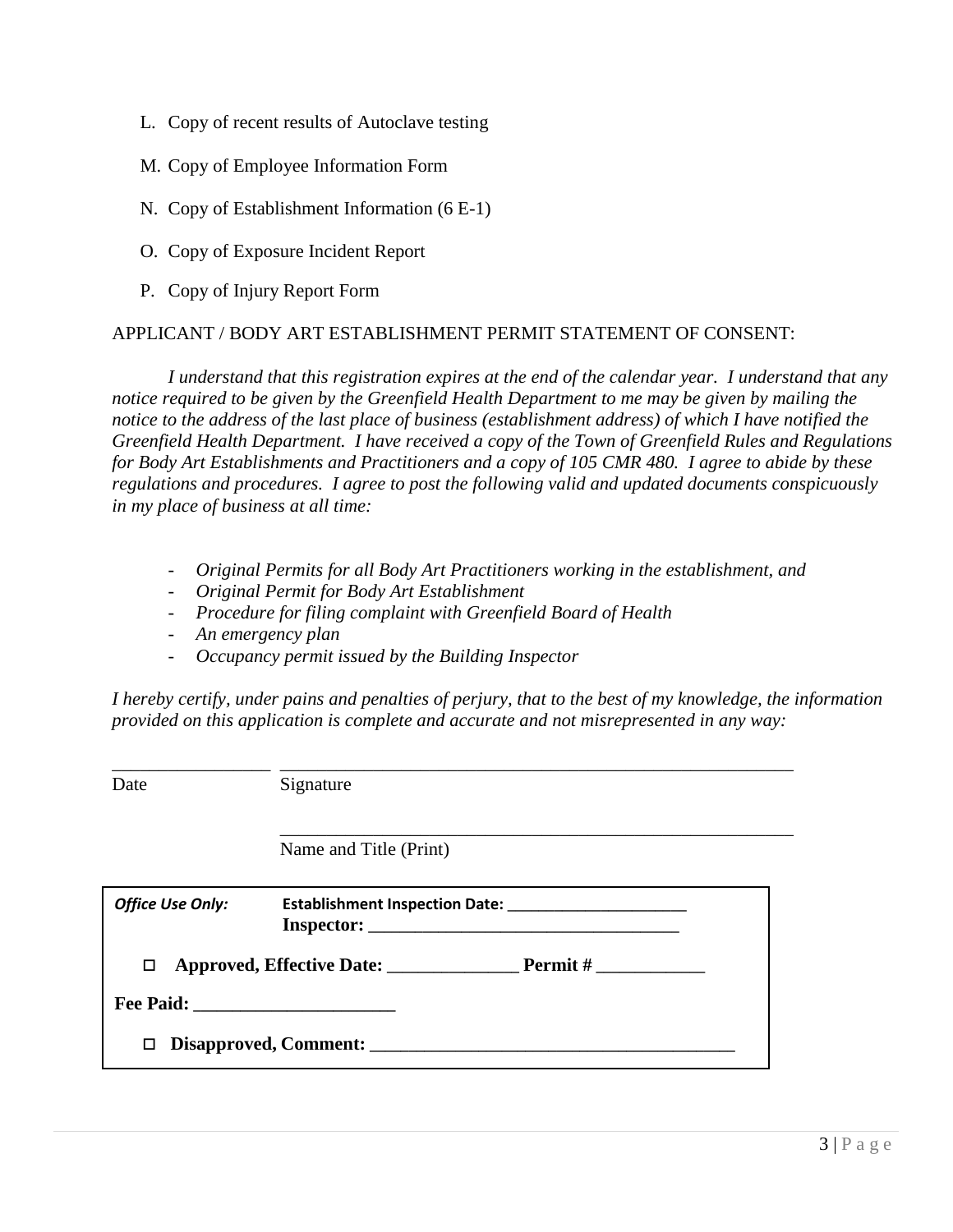L. Copy of recent results of Autoclave testing

M. Copy of Employee Information Form

N. Copy of Establishment Information (6 E-1)

O. Copy of Exposure Incident Report

P. Copy of Injury Report Form

APPLICANT / BODY ART ESTABLISHMENT PERMIT STATEMENT OF CONSENT:

*I understand that this registration expires at the end of the calendar year. I understand that any notice required to be given by the Greenfield Health Department to me may be given by mailing the notice to the address of the last place of business (establishment address) of which I have notified the Greenfield Health Department. I have received a copy of the Town of Greenfield Rules and Regulations for Body Art Establishments and Practitioners and a copy of 105 CMR 480. I agree to abide by these regulations and procedures. I agree to post the following valid and updated documents conspicuously in my place of business at all time:*

- *Original Permits for all Body Art Practitioners working in the establishment, and*
- *Original Permit for Body Art Establishment*
- *Procedure for filing complaint with Greenfield Board of Health*
- *An emergency plan*
- *Occupancy permit issued by the Building Inspector*

*I hereby certify, under pains and penalties of perjury, that to the best of my knowledge, the information provided on this application is complete and accurate and not misrepresented in any way:*

_________________ ___________________________________________________________

Date Signature

___________________________________________________________

Name and Title (Print)

***Office Use Only:*** **Establishment Inspection Date: _____________________**
**Inspector: __________________________________**

☐ **Approved, Effective Date: ______________ Permit # ____________**

**Fee Paid: ______________________**

☐ **Disapproved, Comment: ________________________________________**